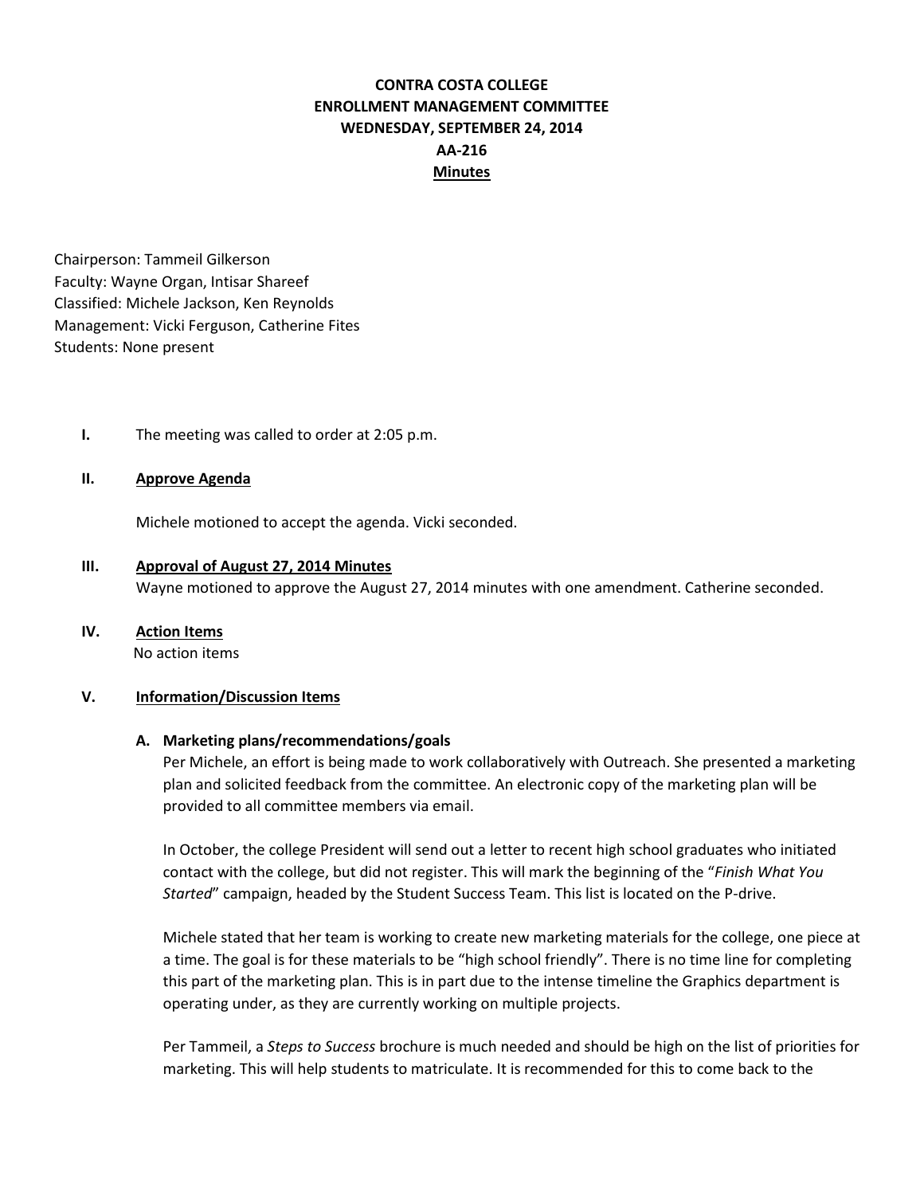# CONTRA COSTA COLLEGE
## ENROLLMENT MANAGEMENT COMMITTEE
## WEDNESDAY, SEPTEMBER 24, 2014
## AA-216
## Minutes

Chairperson: Tammeil Gilkerson
Faculty: Wayne Organ, Intisar Shareef
Classified: Michele Jackson, Ken Reynolds
Management: Vicki Ferguson, Catherine Fites
Students: None present

**I.** The meeting was called to order at 2:05 p.m.

**II. Approve Agenda**

Michele motioned to accept the agenda. Vicki seconded.

**III. Approval of August 27, 2014 Minutes**

Wayne motioned to approve the August 27, 2014 minutes with one amendment. Catherine seconded.

**IV. Action Items**

No action items

**V. Information/Discussion Items**

**A. Marketing plans/recommendations/goals**

Per Michele, an effort is being made to work collaboratively with Outreach. She presented a marketing plan and solicited feedback from the committee. An electronic copy of the marketing plan will be provided to all committee members via email.

In October, the college President will send out a letter to recent high school graduates who initiated contact with the college, but did not register. This will mark the beginning of the "*Finish What You Started*" campaign, headed by the Student Success Team. This list is located on the P-drive.

Michele stated that her team is working to create new marketing materials for the college, one piece at a time. The goal is for these materials to be "high school friendly". There is no time line for completing this part of the marketing plan. This is in part due to the intense timeline the Graphics department is operating under, as they are currently working on multiple projects.

Per Tammeil, a *Steps to Success* brochure is much needed and should be high on the list of priorities for marketing. This will help students to matriculate. It is recommended for this to come back to the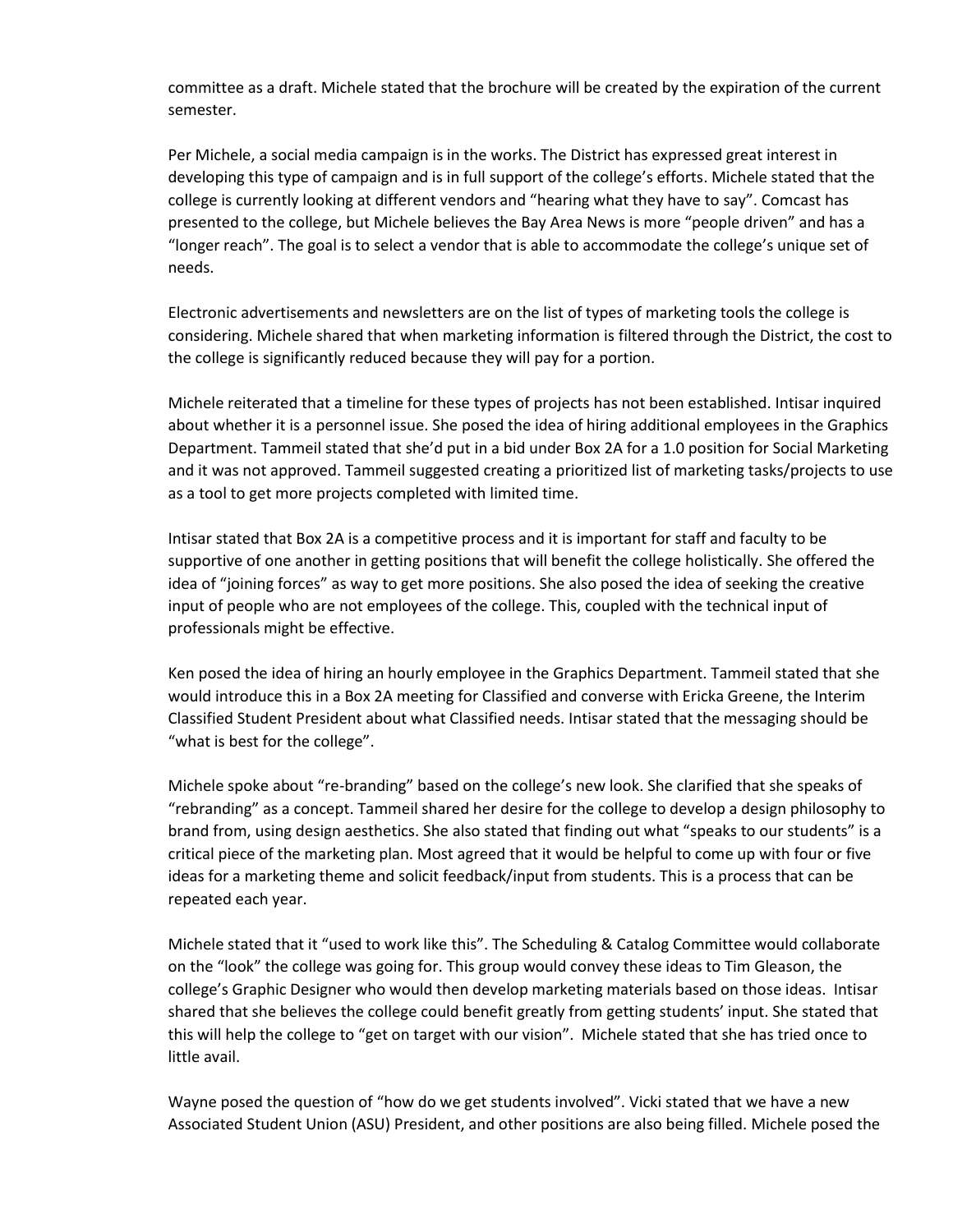committee as a draft. Michele stated that the brochure will be created by the expiration of the current semester.

Per Michele, a social media campaign is in the works. The District has expressed great interest in developing this type of campaign and is in full support of the college's efforts. Michele stated that the college is currently looking at different vendors and "hearing what they have to say". Comcast has presented to the college, but Michele believes the Bay Area News is more "people driven" and has a "longer reach". The goal is to select a vendor that is able to accommodate the college's unique set of needs.

Electronic advertisements and newsletters are on the list of types of marketing tools the college is considering. Michele shared that when marketing information is filtered through the District, the cost to the college is significantly reduced because they will pay for a portion.

Michele reiterated that a timeline for these types of projects has not been established. Intisar inquired about whether it is a personnel issue. She posed the idea of hiring additional employees in the Graphics Department. Tammeil stated that she'd put in a bid under Box 2A for a 1.0 position for Social Marketing and it was not approved. Tammeil suggested creating a prioritized list of marketing tasks/projects to use as a tool to get more projects completed with limited time.

Intisar stated that Box 2A is a competitive process and it is important for staff and faculty to be supportive of one another in getting positions that will benefit the college holistically. She offered the idea of "joining forces" as way to get more positions. She also posed the idea of seeking the creative input of people who are not employees of the college. This, coupled with the technical input of professionals might be effective.

Ken posed the idea of hiring an hourly employee in the Graphics Department. Tammeil stated that she would introduce this in a Box 2A meeting for Classified and converse with Ericka Greene, the Interim Classified Student President about what Classified needs. Intisar stated that the messaging should be "what is best for the college".

Michele spoke about "re-branding" based on the college's new look. She clarified that she speaks of "rebranding" as a concept. Tammeil shared her desire for the college to develop a design philosophy to brand from, using design aesthetics. She also stated that finding out what "speaks to our students" is a critical piece of the marketing plan. Most agreed that it would be helpful to come up with four or five ideas for a marketing theme and solicit feedback/input from students. This is a process that can be repeated each year.

Michele stated that it "used to work like this". The Scheduling & Catalog Committee would collaborate on the "look" the college was going for. This group would convey these ideas to Tim Gleason, the college's Graphic Designer who would then develop marketing materials based on those ideas. Intisar shared that she believes the college could benefit greatly from getting students' input. She stated that this will help the college to "get on target with our vision". Michele stated that she has tried once to little avail.

Wayne posed the question of "how do we get students involved". Vicki stated that we have a new Associated Student Union (ASU) President, and other positions are also being filled. Michele posed the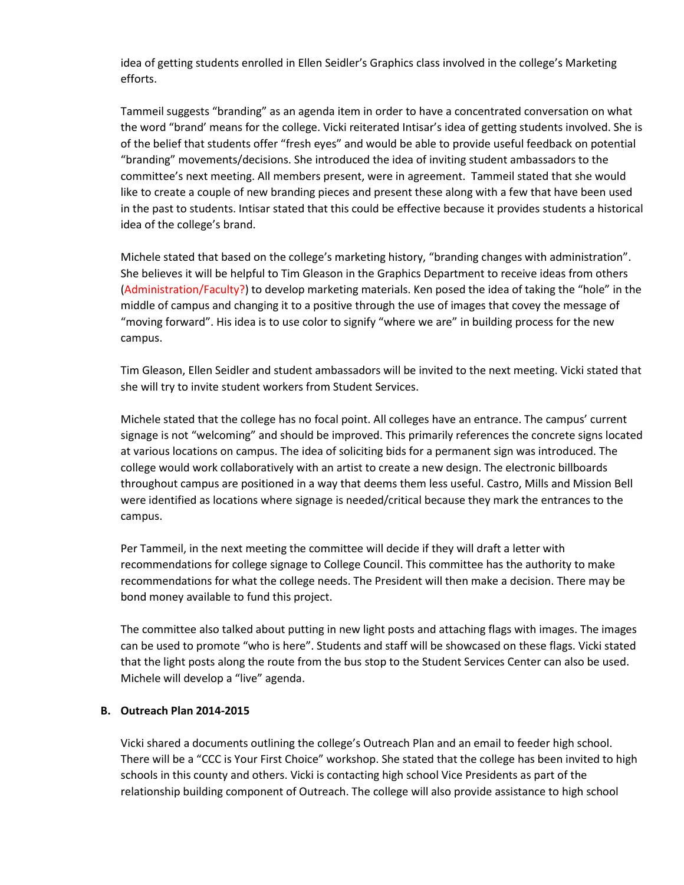idea of getting students enrolled in Ellen Seidler's Graphics class involved in the college's Marketing efforts.

Tammeil suggests "branding" as an agenda item in order to have a concentrated conversation on what the word "brand' means for the college. Vicki reiterated Intisar's idea of getting students involved. She is of the belief that students offer "fresh eyes" and would be able to provide useful feedback on potential "branding" movements/decisions. She introduced the idea of inviting student ambassadors to the committee's next meeting. All members present, were in agreement. Tammeil stated that she would like to create a couple of new branding pieces and present these along with a few that have been used in the past to students. Intisar stated that this could be effective because it provides students a historical idea of the college's brand.

Michele stated that based on the college's marketing history, "branding changes with administration". She believes it will be helpful to Tim Gleason in the Graphics Department to receive ideas from others (Administration/Faculty?) to develop marketing materials. Ken posed the idea of taking the "hole" in the middle of campus and changing it to a positive through the use of images that covey the message of "moving forward". His idea is to use color to signify "where we are" in building process for the new campus.

Tim Gleason, Ellen Seidler and student ambassadors will be invited to the next meeting. Vicki stated that she will try to invite student workers from Student Services.

Michele stated that the college has no focal point. All colleges have an entrance. The campus' current signage is not "welcoming" and should be improved. This primarily references the concrete signs located at various locations on campus. The idea of soliciting bids for a permanent sign was introduced. The college would work collaboratively with an artist to create a new design. The electronic billboards throughout campus are positioned in a way that deems them less useful. Castro, Mills and Mission Bell were identified as locations where signage is needed/critical because they mark the entrances to the campus.

Per Tammeil, in the next meeting the committee will decide if they will draft a letter with recommendations for college signage to College Council. This committee has the authority to make recommendations for what the college needs. The President will then make a decision. There may be bond money available to fund this project.

The committee also talked about putting in new light posts and attaching flags with images. The images can be used to promote "who is here". Students and staff will be showcased on these flags. Vicki stated that the light posts along the route from the bus stop to the Student Services Center can also be used. Michele will develop a "live" agenda.

**B. Outreach Plan 2014-2015**

Vicki shared a documents outlining the college's Outreach Plan and an email to feeder high school. There will be a "CCC is Your First Choice" workshop. She stated that the college has been invited to high schools in this county and others. Vicki is contacting high school Vice Presidents as part of the relationship building component of Outreach. The college will also provide assistance to high school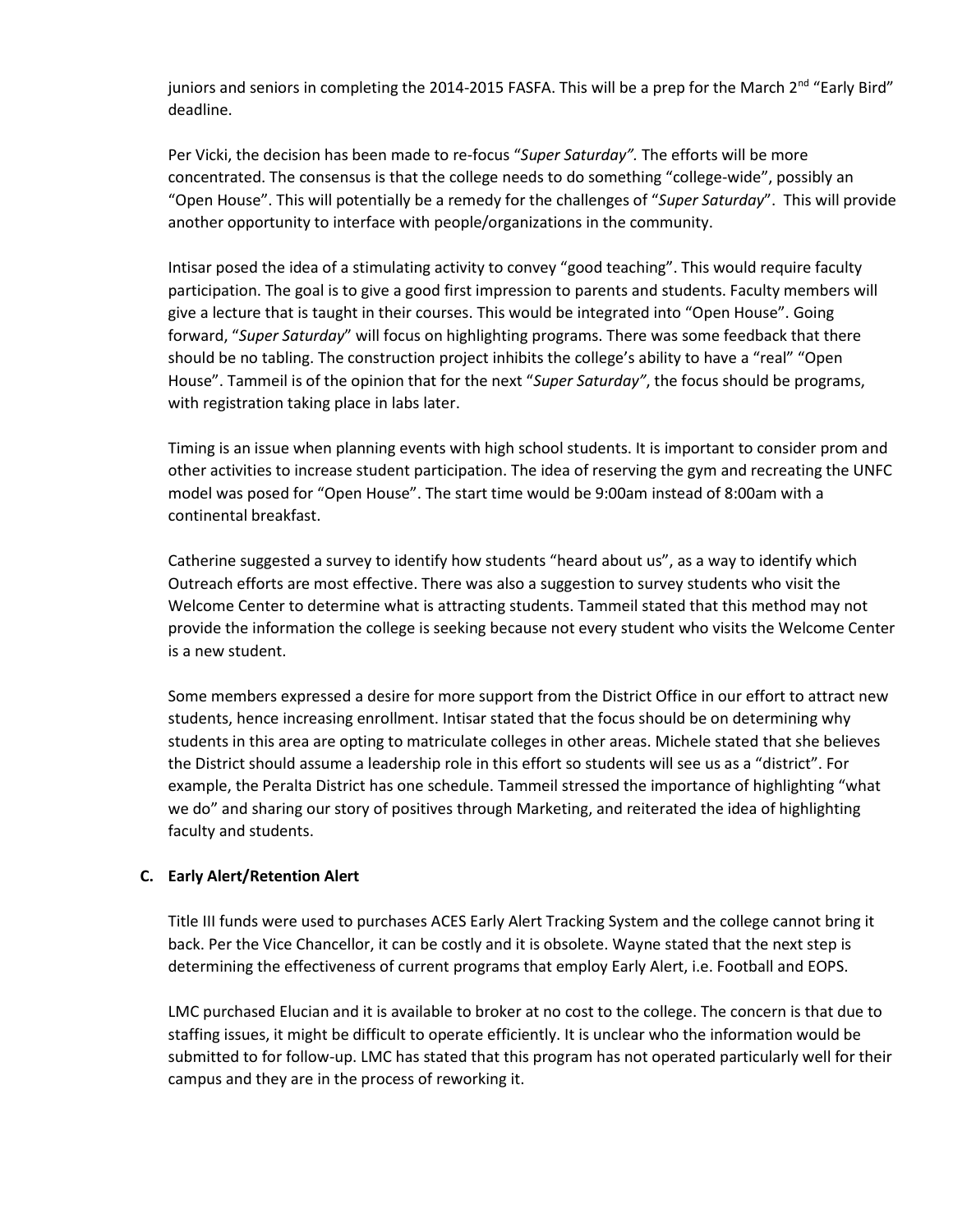juniors and seniors in completing the 2014-2015 FASFA. This will be a prep for the March 2nd "Early Bird" deadline.

Per Vicki, the decision has been made to re-focus "*Super Saturday".* The efforts will be more concentrated. The consensus is that the college needs to do something "college-wide", possibly an "Open House". This will potentially be a remedy for the challenges of "*Super Saturday*". This will provide another opportunity to interface with people/organizations in the community.

Intisar posed the idea of a stimulating activity to convey "good teaching". This would require faculty participation. The goal is to give a good first impression to parents and students. Faculty members will give a lecture that is taught in their courses. This would be integrated into "Open House". Going forward, "*Super Saturday*" will focus on highlighting programs. There was some feedback that there should be no tabling. The construction project inhibits the college's ability to have a "real" "Open House". Tammeil is of the opinion that for the next "*Super Saturday"*, the focus should be programs, with registration taking place in labs later.

Timing is an issue when planning events with high school students. It is important to consider prom and other activities to increase student participation. The idea of reserving the gym and recreating the UNFC model was posed for "Open House". The start time would be 9:00am instead of 8:00am with a continental breakfast.

Catherine suggested a survey to identify how students "heard about us", as a way to identify which Outreach efforts are most effective. There was also a suggestion to survey students who visit the Welcome Center to determine what is attracting students. Tammeil stated that this method may not provide the information the college is seeking because not every student who visits the Welcome Center is a new student.

Some members expressed a desire for more support from the District Office in our effort to attract new students, hence increasing enrollment. Intisar stated that the focus should be on determining why students in this area are opting to matriculate colleges in other areas. Michele stated that she believes the District should assume a leadership role in this effort so students will see us as a "district". For example, the Peralta District has one schedule. Tammeil stressed the importance of highlighting "what we do" and sharing our story of positives through Marketing, and reiterated the idea of highlighting faculty and students.

**C. Early Alert/Retention Alert**

Title III funds were used to purchases ACES Early Alert Tracking System and the college cannot bring it back. Per the Vice Chancellor, it can be costly and it is obsolete. Wayne stated that the next step is determining the effectiveness of current programs that employ Early Alert, i.e. Football and EOPS.

LMC purchased Elucian and it is available to broker at no cost to the college. The concern is that due to staffing issues, it might be difficult to operate efficiently. It is unclear who the information would be submitted to for follow-up. LMC has stated that this program has not operated particularly well for their campus and they are in the process of reworking it.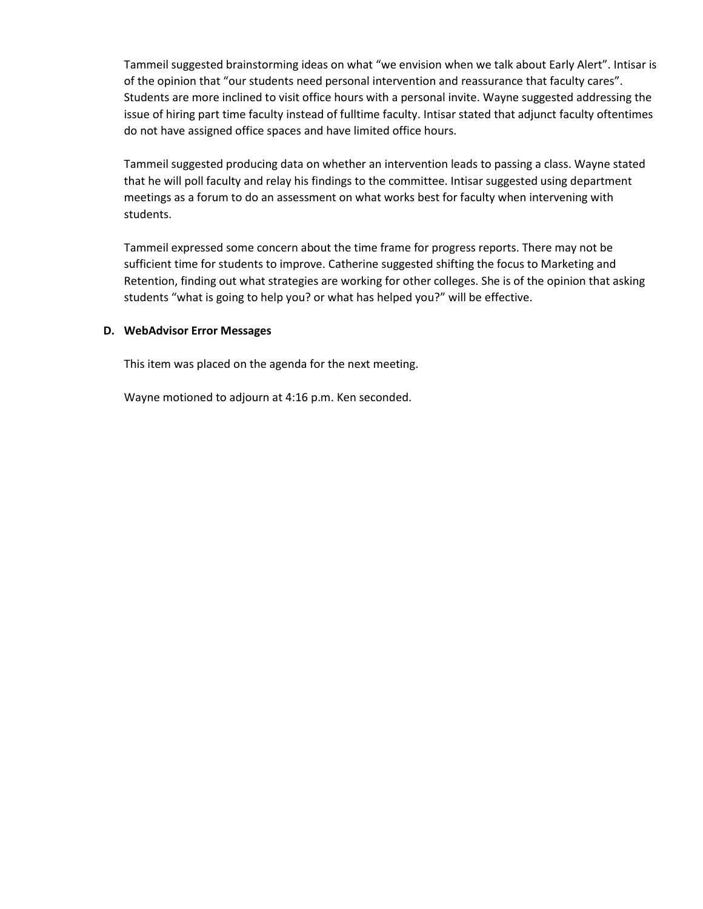Tammeil suggested brainstorming ideas on what "we envision when we talk about Early Alert". Intisar is of the opinion that "our students need personal intervention and reassurance that faculty cares". Students are more inclined to visit office hours with a personal invite. Wayne suggested addressing the issue of hiring part time faculty instead of fulltime faculty. Intisar stated that adjunct faculty oftentimes do not have assigned office spaces and have limited office hours.

Tammeil suggested producing data on whether an intervention leads to passing a class. Wayne stated that he will poll faculty and relay his findings to the committee. Intisar suggested using department meetings as a forum to do an assessment on what works best for faculty when intervening with students.

Tammeil expressed some concern about the time frame for progress reports. There may not be sufficient time for students to improve. Catherine suggested shifting the focus to Marketing and Retention, finding out what strategies are working for other colleges. She is of the opinion that asking students "what is going to help you? or what has helped you?" will be effective.

**D. WebAdvisor Error Messages**

This item was placed on the agenda for the next meeting.

Wayne motioned to adjourn at 4:16 p.m. Ken seconded.